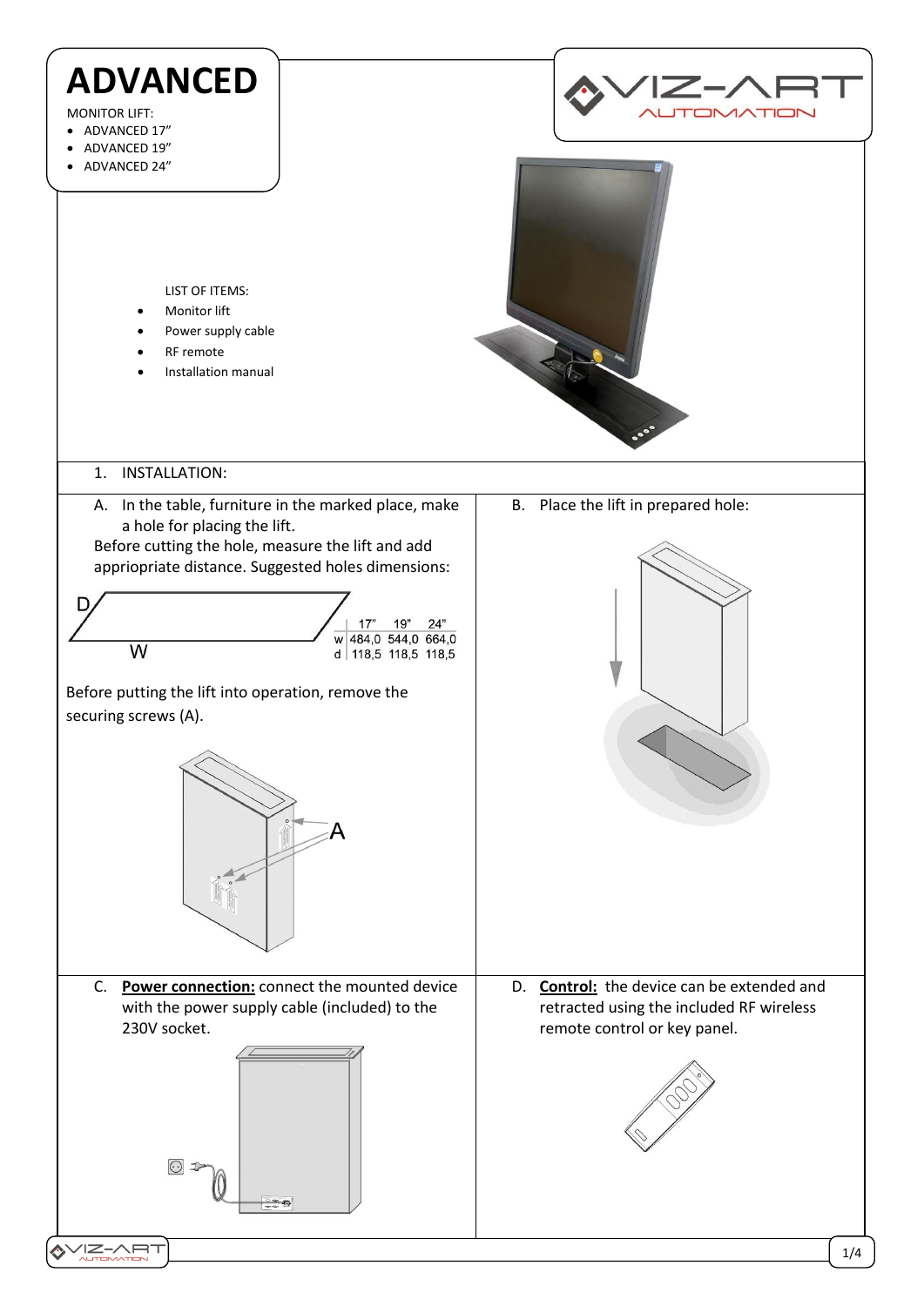# ADVANCED

MONITOR LIFT:

- ADVANCED 17”
- ADVANCED 19”
- ADVANCED 24”

LIST OF ITEMS:

- Monitor lift
- Power supply cable
- RF remote
- Installation manual

1. INSTALLATION:

A. In the table, furniture in the marked place, make a hole for placing the lift.
Before cutting the hole, measure the lift and add appriopriate distance. Suggested holes dimensions:

|   | 17" | 19" | 24" |
|---|---|---|---|
| w | 484,0 | 544,0 | 664,0 |
| d | 118,5 | 118,5 | 118,5 |

Before putting the lift into operation, remove the securing screws (A).

B. Place the lift in prepared hole:

C. **Power connection:** connect the mounted device with the power supply cable (included) to the 230V socket.

D. **Control:** the device can be extended and retracted using the included RF wireless remote control or key panel.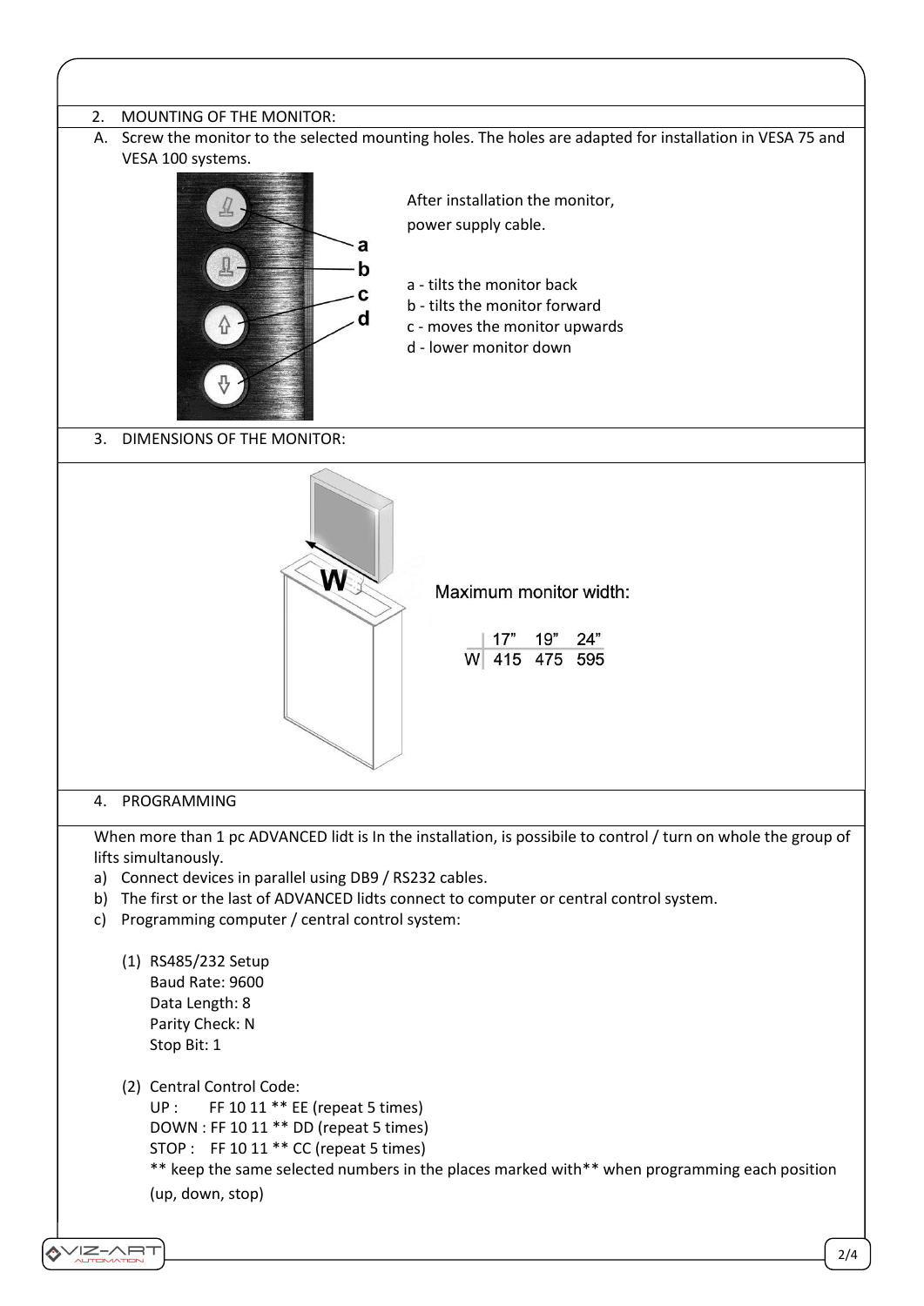## 2. MOUNTING OF THE MONITOR:

A. Screw the monitor to the selected mounting holes. The holes are adapted for installation in VESA 75 and VESA 100 systems.

After installation the monitor, power supply cable.

a - tilts the monitor back
b - tilts the monitor forward
c - moves the monitor upwards
d - lower monitor down

## 3. DIMENSIONS OF THE MONITOR:

Maximum monitor width:

| | 17" | 19" | 24" |
|---|---|---|---|
| W | 415 | 475 | 595 |

## 4. PROGRAMMING

When more than 1 pc ADVANCED lidt is In the installation, is possibile to control / turn on whole the group of lifts simultanously.

a) Connect devices in parallel using DB9 / RS232 cables.
b) The first or the last of ADVANCED lidts connect to computer or central control system.
c) Programming computer / central control system:

(1) RS485/232 Setup
Baud Rate: 9600
Data Length: 8
Parity Check: N
Stop Bit: 1

(2) Central Control Code:
UP : FF 10 11 ** EE (repeat 5 times)
DOWN : FF 10 11 ** DD (repeat 5 times)
STOP : FF 10 11 ** CC (repeat 5 times)
** keep the same selected numbers in the places marked with** when programming each position (up, down, stop)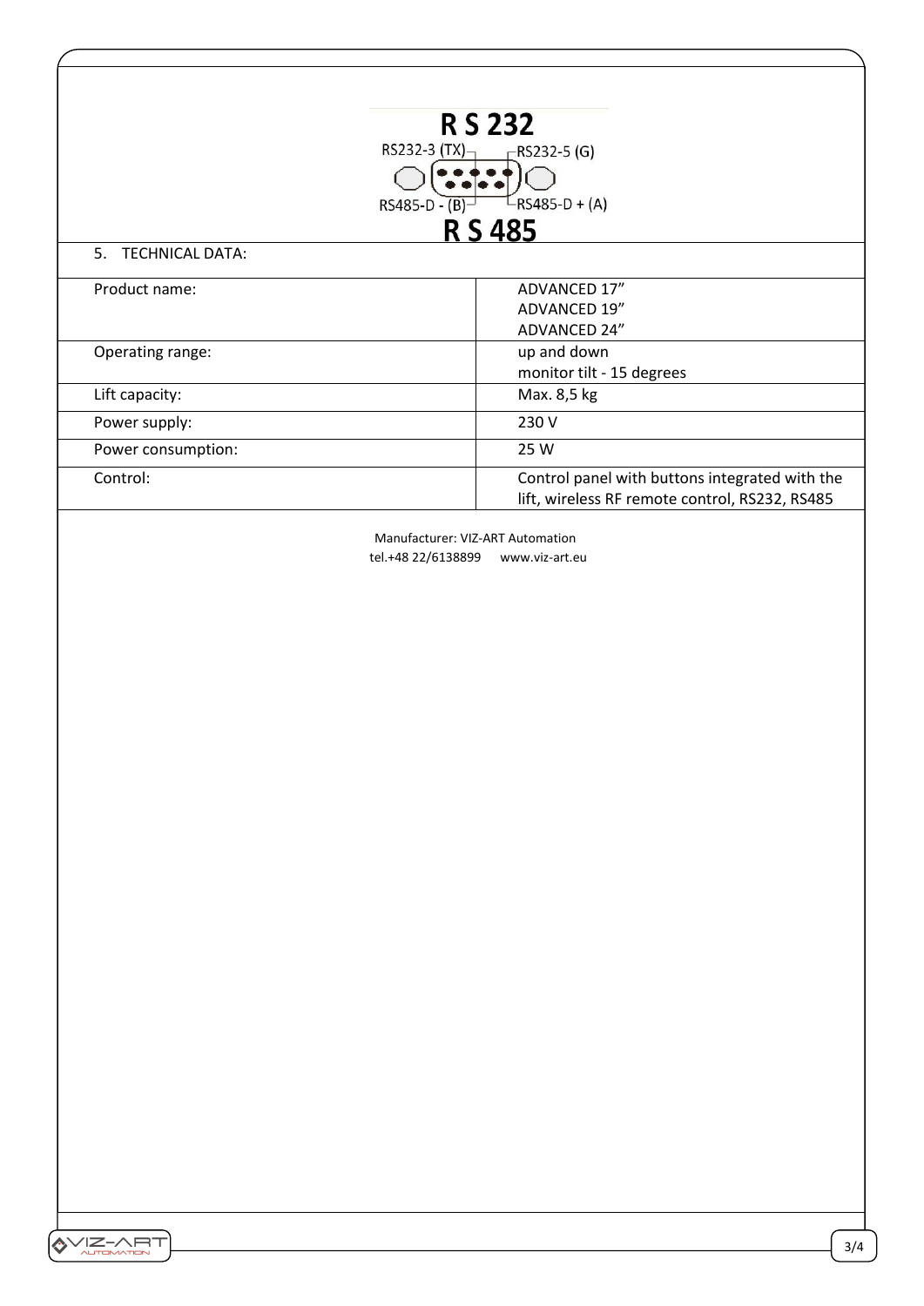**R S 232**

RS232-3 (TX) — RS232-5 (G)

RS485-D - (B) — RS485-D + (A)

**R S 485**

5. TECHNICAL DATA:

| | |
|---|---|
| Product name: | ADVANCED 17”<br>ADVANCED 19”<br>ADVANCED 24” |
| Operating range: | up and down<br>monitor tilt - 15 degrees |
| Lift capacity: | Max. 8,5 kg |
| Power supply: | 230 V |
| Power consumption: | 25 W |
| Control: | Control panel with buttons integrated with the lift, wireless RF remote control, RS232, RS485 |

Manufacturer: VIZ-ART Automation
tel.+48 22/6138899 www.viz-art.eu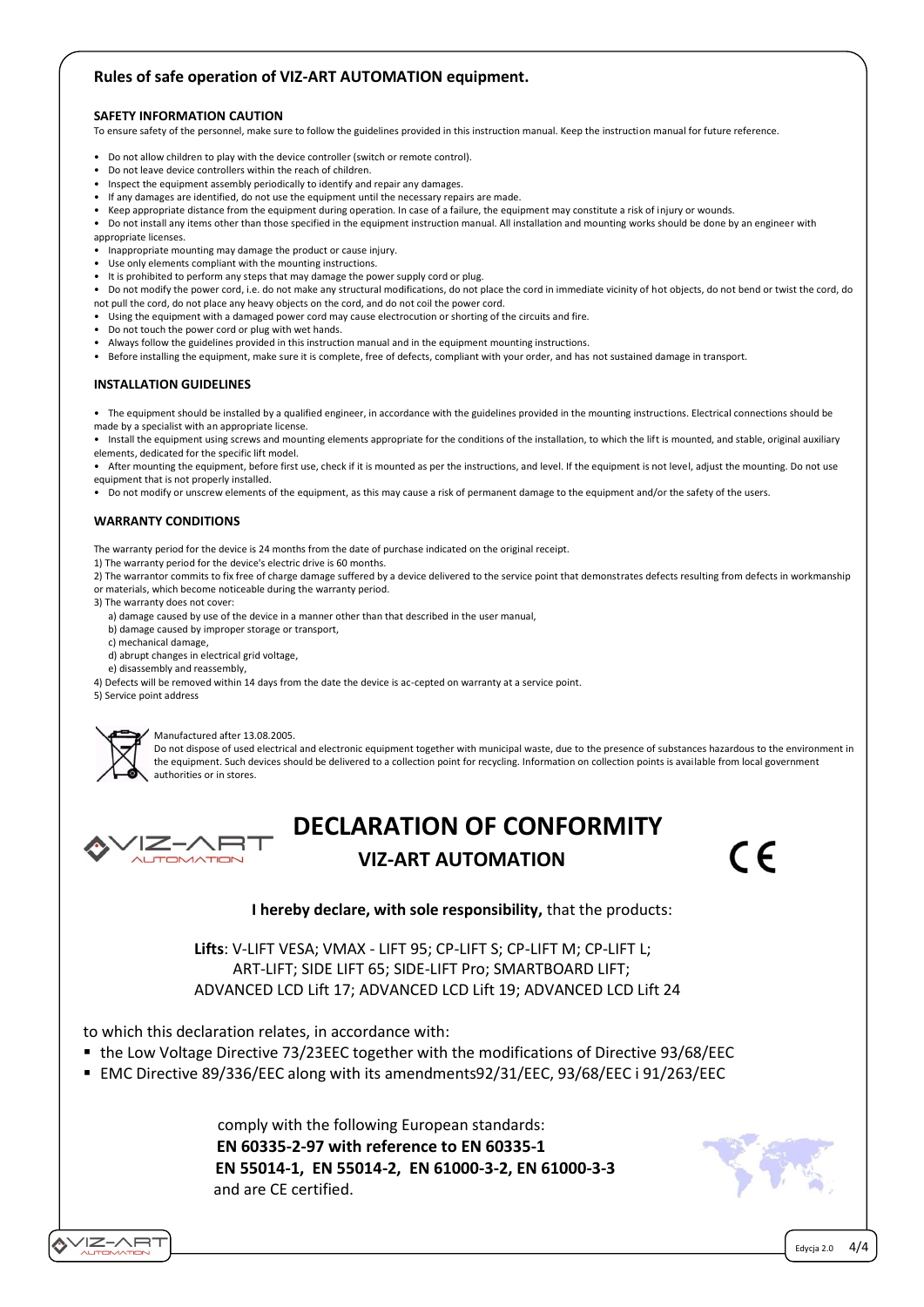## Rules of safe operation of VIZ-ART AUTOMATION equipment.

### SAFETY INFORMATION CAUTION

To ensure safety of the personnel, make sure to follow the guidelines provided in this instruction manual. Keep the instruction manual for future reference.

- Do not allow children to play with the device controller (switch or remote control).
- Do not leave device controllers within the reach of children.
- Inspect the equipment assembly periodically to identify and repair any damages.
- If any damages are identified, do not use the equipment until the necessary repairs are made.
- Keep appropriate distance from the equipment during operation. In case of a failure, the equipment may constitute a risk of injury or wounds.
- Do not install any items other than those specified in the equipment instruction manual. All installation and mounting works should be done by an engineer with appropriate licenses.
- Inappropriate mounting may damage the product or cause injury.
- Use only elements compliant with the mounting instructions.
- It is prohibited to perform any steps that may damage the power supply cord or plug.
- Do not modify the power cord, i.e. do not make any structural modifications, do not place the cord in immediate vicinity of hot objects, do not bend or twist the cord, do not pull the cord, do not place any heavy objects on the cord, and do not coil the power cord.
- Using the equipment with a damaged power cord may cause electrocution or shorting of the circuits and fire.
- Do not touch the power cord or plug with wet hands.
- Always follow the guidelines provided in this instruction manual and in the equipment mounting instructions.
- Before installing the equipment, make sure it is complete, free of defects, compliant with your order, and has not sustained damage in transport.

### INSTALLATION GUIDELINES

- The equipment should be installed by a qualified engineer, in accordance with the guidelines provided in the mounting instructions. Electrical connections should be made by a specialist with an appropriate license.
- Install the equipment using screws and mounting elements appropriate for the conditions of the installation, to which the lift is mounted, and stable, original auxiliary elements, dedicated for the specific lift model.
- After mounting the equipment, before first use, check if it is mounted as per the instructions, and level. If the equipment is not level, adjust the mounting. Do not use equipment that is not properly installed.
- Do not modify or unscrew elements of the equipment, as this may cause a risk of permanent damage to the equipment and/or the safety of the users.

### WARRANTY CONDITIONS

The warranty period for the device is 24 months from the date of purchase indicated on the original receipt.

1) The warranty period for the device's electric drive is 60 months.
2) The warrantor commits to fix free of charge damage suffered by a device delivered to the service point that demonstrates defects resulting from defects in workmanship or materials, which become noticeable during the warranty period.
3) The warranty does not cover:
   a) damage caused by use of the device in a manner other than that described in the user manual,
   b) damage caused by improper storage or transport,
   c) mechanical damage,
   d) abrupt changes in electrical grid voltage,
   e) disassembly and reassembly,
4) Defects will be removed within 14 days from the date the device is ac-cepted on warranty at a service point.
5) Service point address

Manufactured after 13.08.2005.
Do not dispose of used electrical and electronic equipment together with municipal waste, due to the presence of substances hazardous to the environment in the equipment. Such devices should be delivered to a collection point for recycling. Information on collection points is available from local government authorities or in stores.

# DECLARATION OF CONFORMITY

## VIZ-ART AUTOMATION

CE

**I hereby declare, with sole responsibility,** that the products:

**Lifts**: V-LIFT VESA; VMAX - LIFT 95; CP-LIFT S; CP-LIFT M; CP-LIFT L; ART-LIFT; SIDE LIFT 65; SIDE-LIFT Pro; SMARTBOARD LIFT; ADVANCED LCD Lift 17; ADVANCED LCD Lift 19; ADVANCED LCD Lift 24

to which this declaration relates, in accordance with:

- the Low Voltage Directive 73/23EEC together with the modifications of Directive 93/68/EEC
- EMC Directive 89/336/EEC along with its amendments92/31/EEC, 93/68/EEC i 91/263/EEC

comply with the following European standards:
**EN 60335-2-97 with reference to EN 60335-1**
**EN 55014-1, EN 55014-2, EN 61000-3-2, EN 61000-3-3**
and are CE certified.